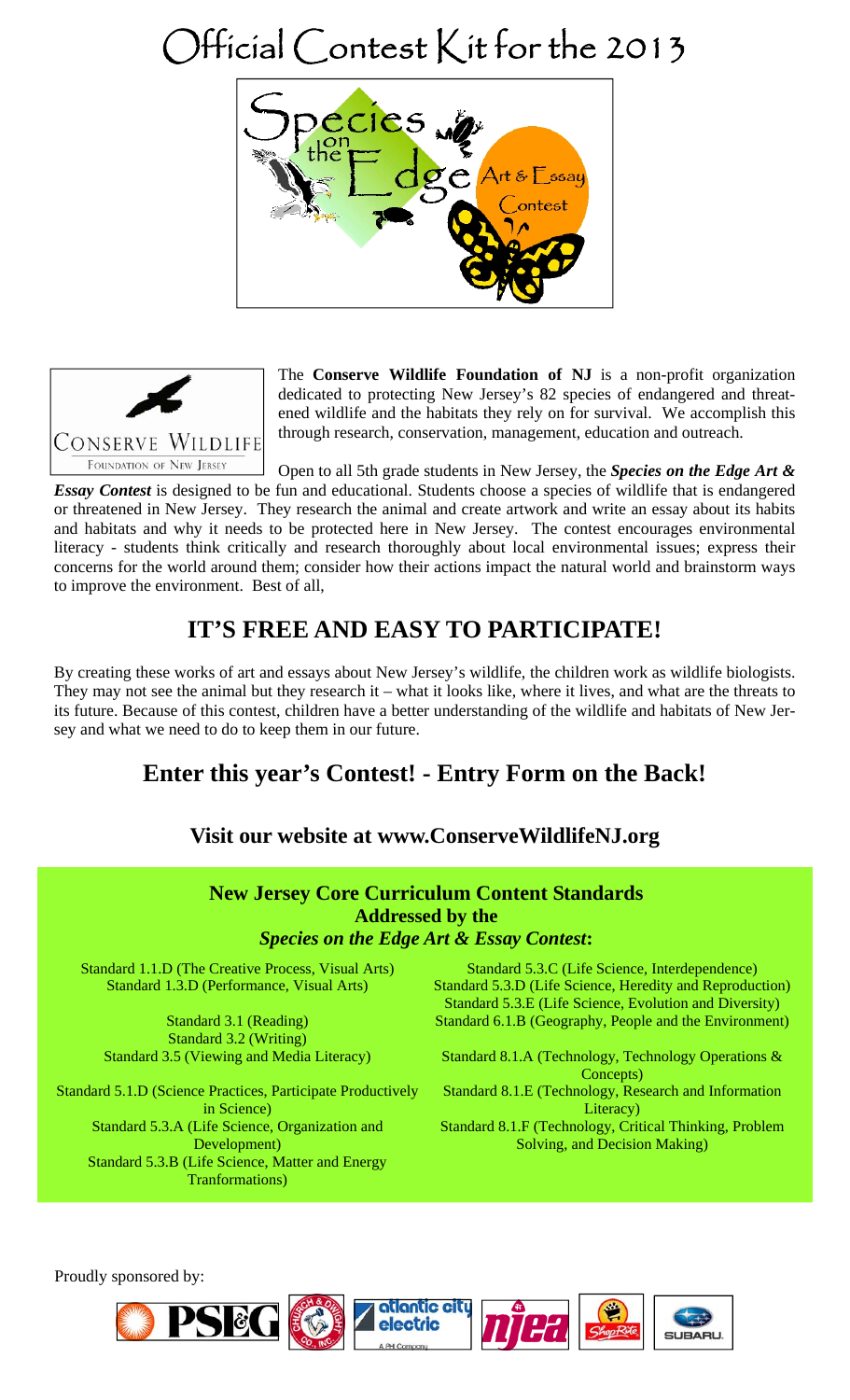# Official Contest Kit for the 2013

Species on the Edge Art & Essay Contest

The **Conserve Wildlife Foundation of NJ** is a non-profit organization dedicated to protecting New Jersey's 82 species of endangered and threatened wildlife and the habitats they rely on for survival. We accomplish this through research, conservation, management, education and outreach.

Open to all 5th grade students in New Jersey, the ***Species on the Edge Art & Essay Contest*** is designed to be fun and educational. Students choose a species of wildlife that is endangered or threatened in New Jersey. They research the animal and create artwork and write an essay about its habits and habitats and why it needs to be protected here in New Jersey. The contest encourages environmental literacy - students think critically and research thoroughly about local environmental issues; express their concerns for the world around them; consider how their actions impact the natural world and brainstorm ways to improve the environment. Best of all,

## IT'S FREE AND EASY TO PARTICIPATE!

By creating these works of art and essays about New Jersey's wildlife, the children work as wildlife biologists. They may not see the animal but they research it – what it looks like, where it lives, and what are the threats to its future. Because of this contest, children have a better understanding of the wildlife and habitats of New Jersey and what we need to do to keep them in our future.

## Enter this year's Contest! - Entry Form on the Back!

### Visit our website at www.ConserveWildlifeNJ.org

### New Jersey Core Curriculum Content Standards Addressed by the *Species on the Edge Art & Essay Contest*:

Standard 1.1.D (The Creative Process, Visual Arts)
Standard 1.3.D (Performance, Visual Arts)

Standard 3.1 (Reading)
Standard 3.2 (Writing)
Standard 3.5 (Viewing and Media Literacy)

Standard 5.1.D (Science Practices, Participate Productively in Science)
Standard 5.3.A (Life Science, Organization and Development)
Standard 5.3.B (Life Science, Matter and Energy Tranformations)

Standard 5.3.C (Life Science, Interdependence)
Standard 5.3.D (Life Science, Heredity and Reproduction)
Standard 5.3.E (Life Science, Evolution and Diversity)
Standard 6.1.B (Geography, People and the Environment)

Standard 8.1.A (Technology, Technology Operations & Concepts)
Standard 8.1.E (Technology, Research and Information Literacy)
Standard 8.1.F (Technology, Critical Thinking, Problem Solving, and Decision Making)

Proudly sponsored by: PSEG, Church & Dwight Co., Inc., Atlantic City Electric, NJEA, ShopRite, Subaru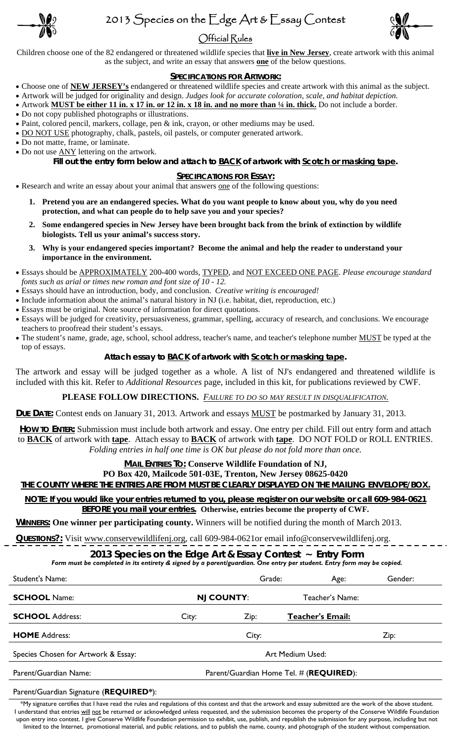# 2013 Species on the Edge Art & Essay Contest

## Official Rules

Children choose one of the 82 endangered or threatened wildlife species that **live in New Jersey**, create artwork with this animal as the subject, and write an essay that answers **one** of the below questions.

### SPECIFICATIONS FOR ARTWORK:

- Choose one of **NEW JERSEY's** endangered or threatened wildlife species and create artwork with this animal as the subject.
- Artwork will be judged for originality and design. *Judges look for accurate coloration, scale, and habitat depiction.*
- Artwork **MUST be either 11 in. x 17 in. or 12 in. x 18 in. and no more than ¼ in. thick.** Do not include a border.
- Do not copy published photographs or illustrations.
- Paint, colored pencil, markers, collage, pen & ink, crayon, or other mediums may be used.
- DO NOT USE photography, chalk, pastels, oil pastels, or computer generated artwork.
- Do not matte, frame, or laminate.
- Do not use ANY lettering on the artwork.

**Fill out the entry form below and attach to BACK of artwork with Scotch or masking tape.**

### SPECIFICATIONS FOR ESSAY:

- Research and write an essay about your animal that answers one of the following questions:

1. **Pretend you are an endangered species. What do you want people to know about you, why do you need protection, and what can people do to help save you and your species?**
2. **Some endangered species in New Jersey have been brought back from the brink of extinction by wildlife biologists. Tell us your animal's success story.**
3. **Why is your endangered species important? Become the animal and help the reader to understand your importance in the environment.**

- Essays should be APPROXIMATELY 200-400 words, TYPED, and NOT EXCEED ONE PAGE. *Please encourage standard fonts such as arial or times new roman and font size of 10 - 12.*
- Essays should have an introduction, body, and conclusion. *Creative writing is encouraged!*
- Include information about the animal's natural history in NJ (i.e. habitat, diet, reproduction, etc.)
- Essays must be original. Note source of information for direct quotations.
- Essays will be judged for creativity, persuasiveness, grammar, spelling, accuracy of research, and conclusions. We encourage teachers to proofread their student's essays.
- The student's name, grade, age, school, school address, teacher's name, and teacher's telephone number MUST be typed at the top of essays.

**Attach essay to BACK of artwork with Scotch or masking tape.**

The artwork and essay will be judged together as a whole. A list of NJ's endangered and threatened wildlife is included with this kit. Refer to *Additional Resources* page, included in this kit, for publications reviewed by CWF.

**PLEASE FOLLOW DIRECTIONS.** *FAILURE TO DO SO MAY RESULT IN DISQUALIFICATION.*

**DUE DATE:** Contest ends on January 31, 2013. Artwork and essays MUST be postmarked by January 31, 2013.

**HOW TO ENTER:** Submission must include both artwork and essay. One entry per child. Fill out entry form and attach to **BACK** of artwork with **tape**. Attach essay to **BACK** of artwork with **tape**. DO NOT FOLD or ROLL ENTRIES. *Folding entries in half one time is OK but please do not fold more than once.*

**MAIL ENTRIES TO: Conserve Wildlife Foundation of NJ, PO Box 420, Mailcode 501-03E, Trenton, New Jersey 08625-0420**

**THE COUNTY WHERE THE ENTRIES ARE FROM MUST BE CLEARLY DISPLAYED ON THE MAILING ENVELOPE/BOX.**

**NOTE: If you would like your entries returned to you, please register on our website or call 609-984-0621 BEFORE you mail your entries. Otherwise, entries become the property of CWF.**

**WINNERS: One winner per participating county.** Winners will be notified during the month of March 2013.

**QUESTIONS?:** Visit www.conservewildlifenj.org, call 609-984-0621or email info@conservewildlifenj.org.

---

## 2013 Species on the Edge Art & Essay Contest ~ Entry Form

*Form must be completed in its entirety & signed by a parent/guardian. One entry per student. Entry form may be copied.*

Student's Name: Grade: Age: Gender:

**SCHOOL** Name: **NJ COUNTY**: Teacher's Name:

**SCHOOL** Address: City: Zip: **Teacher's Email:**

**HOME** Address: City: Zip:

Species Chosen for Artwork & Essay: Art Medium Used:

Parent/Guardian Name: Parent/Guardian Home Tel. # (**REQUIRED**):

Parent/Guardian Signature (**REQUIRED***):

*My signature certifies that I have read the rules and regulations of this contest and that the artwork and essay submitted are the work of the above student. I understand that entries will not be returned or acknowledged unless requested, and the submission becomes the property of the Conserve Wildlife Foundation upon entry into contest. I give Conserve Wildlife Foundation permission to exhibit, use, publish, and republish the submission for any purpose, including but not limited to the Internet, promotional material, and public relations, and to publish the name, county, and photograph of the student without compensation.